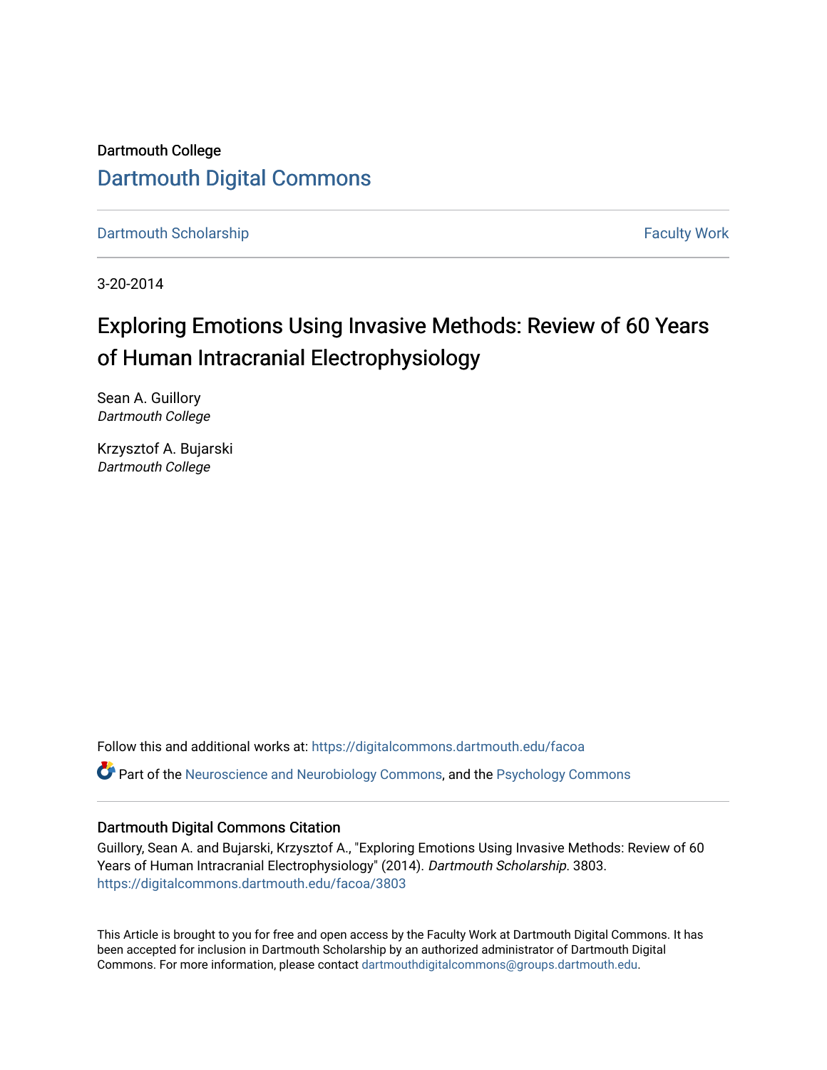Dartmouth College

# Dartmouth Digital Commons

Dartmouth Scholarship | Faculty Work

3-20-2014

# Exploring Emotions Using Invasive Methods: Review of 60 Years of Human Intracranial Electrophysiology

Sean A. Guillory
*Dartmouth College*

Krzysztof A. Bujarski
*Dartmouth College*

Follow this and additional works at: https://digitalcommons.dartmouth.edu/facoa

Part of the Neuroscience and Neurobiology Commons, and the Psychology Commons

## Dartmouth Digital Commons Citation

Guillory, Sean A. and Bujarski, Krzysztof A., "Exploring Emotions Using Invasive Methods: Review of 60 Years of Human Intracranial Electrophysiology" (2014). *Dartmouth Scholarship*. 3803.
https://digitalcommons.dartmouth.edu/facoa/3803

This Article is brought to you for free and open access by the Faculty Work at Dartmouth Digital Commons. It has been accepted for inclusion in Dartmouth Scholarship by an authorized administrator of Dartmouth Digital Commons. For more information, please contact dartmouthdigitalcommons@groups.dartmouth.edu.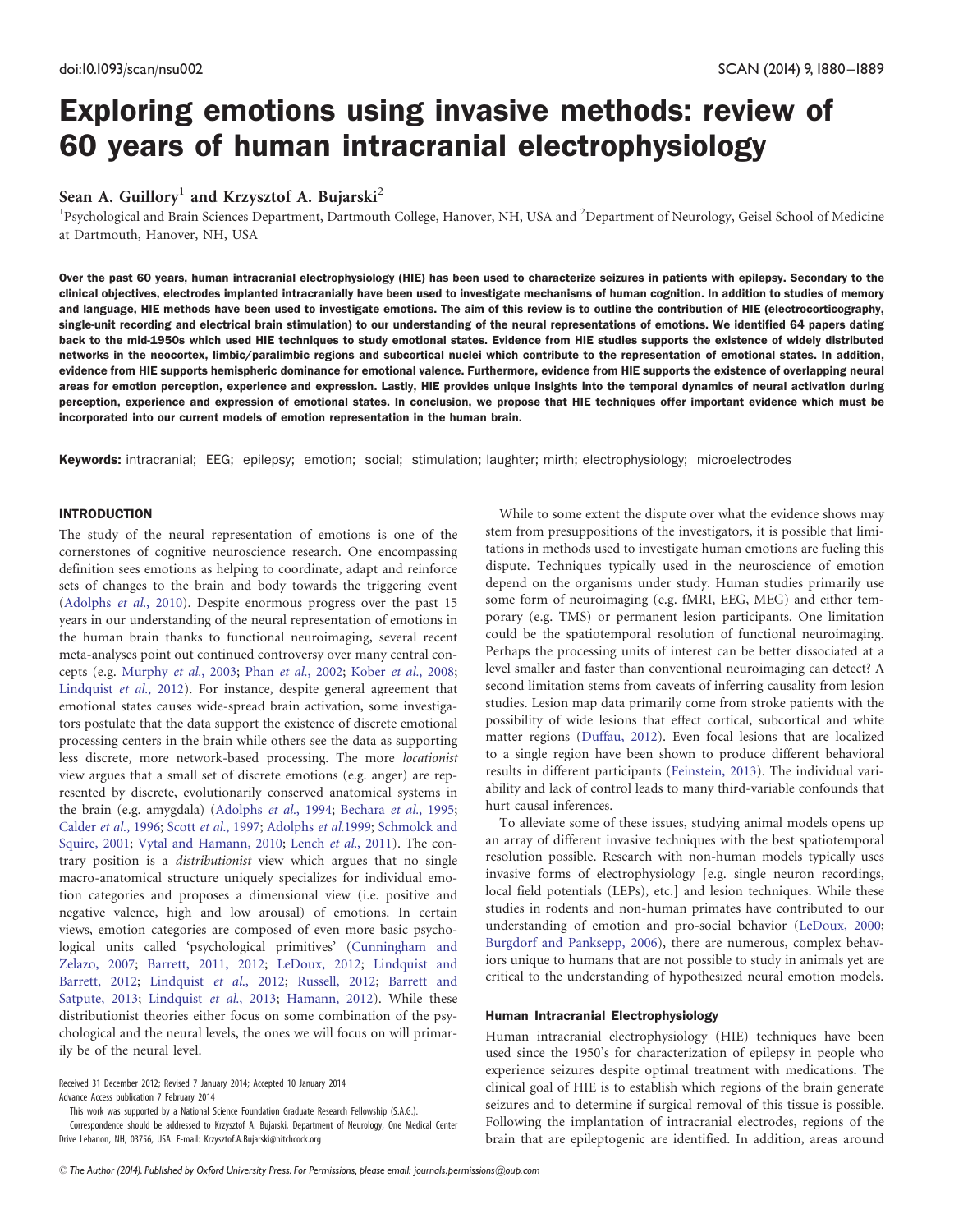# Exploring emotions using invasive methods: review of 60 years of human intracranial electrophysiology

**Sean A. Guillory**[1] **and Krzysztof A. Bujarski**[2]

[1]Psychological and Brain Sciences Department, Dartmouth College, Hanover, NH, USA and [2]Department of Neurology, Geisel School of Medicine at Dartmouth, Hanover, NH, USA

**Over the past 60 years, human intracranial electrophysiology (HIE) has been used to characterize seizures in patients with epilepsy. Secondary to the clinical objectives, electrodes implanted intracranially have been used to investigate mechanisms of human cognition. In addition to studies of memory and language, HIE methods have been used to investigate emotions. The aim of this review is to outline the contribution of HIE (electrocorticography, single-unit recording and electrical brain stimulation) to our understanding of the neural representations of emotions. We identified 64 papers dating back to the mid-1950s which used HIE techniques to study emotional states. Evidence from HIE studies supports the existence of widely distributed networks in the neocortex, limbic/paralimbic regions and subcortical nuclei which contribute to the representation of emotional states. In addition, evidence from HIE supports hemispheric dominance for emotional valence. Furthermore, evidence from HIE supports the existence of overlapping neural areas for emotion perception, experience and expression. Lastly, HIE provides unique insights into the temporal dynamics of neural activation during perception, experience and expression of emotional states. In conclusion, we propose that HIE techniques offer important evidence which must be incorporated into our current models of emotion representation in the human brain.**

**Keywords:** intracranial; EEG; epilepsy; emotion; social; stimulation; laughter; mirth; electrophysiology; microelectrodes

## INTRODUCTION

The study of the neural representation of emotions is one of the cornerstones of cognitive neuroscience research. One encompassing definition sees emotions as helping to coordinate, adapt and reinforce sets of changes to the brain and body towards the triggering event (Adolphs *et al.*, 2010). Despite enormous progress over the past 15 years in our understanding of the neural representation of emotions in the human brain thanks to functional neuroimaging, several recent meta-analyses point out continued controversy over many central concepts (e.g. Murphy *et al.*, 2003; Phan *et al.*, 2002; Kober *et al.*, 2008; Lindquist *et al.*, 2012). For instance, despite general agreement that emotional states causes wide-spread brain activation, some investigators postulate that the data support the existence of discrete emotional processing centers in the brain while others see the data as supporting less discrete, more network-based processing. The more *locationist* view argues that a small set of discrete emotions (e.g. anger) are represented by discrete, evolutionarily conserved anatomical systems in the brain (e.g. amygdala) (Adolphs *et al.*, 1994; Bechara *et al.*, 1995; Calder *et al.*, 1996; Scott *et al.*, 1997; Adolphs *et al.*1999; Schmolck and Squire, 2001; Vytal and Hamann, 2010; Lench *et al.*, 2011). The contrary position is a *distributionist* view which argues that no single macro-anatomical structure uniquely specializes for individual emotion categories and proposes a dimensional view (i.e. positive and negative valence, high and low arousal) of emotions. In certain views, emotion categories are composed of even more basic psychological units called 'psychological primitives' (Cunningham and Zelazo, 2007; Barrett, 2011, 2012; LeDoux, 2012; Lindquist and Barrett, 2012; Lindquist *et al.*, 2012; Russell, 2012; Barrett and Satpute, 2013; Lindquist *et al.*, 2013; Hamann, 2012). While these distributionist theories either focus on some combination of the psychological and the neural levels, the ones we will focus on will primarily be of the neural level.

While to some extent the dispute over what the evidence shows may stem from presuppositions of the investigators, it is possible that limitations in methods used to investigate human emotions are fueling this dispute. Techniques typically used in the neuroscience of emotion depend on the organisms under study. Human studies primarily use some form of neuroimaging (e.g. fMRI, EEG, MEG) and either temporary (e.g. TMS) or permanent lesion participants. One limitation could be the spatiotemporal resolution of functional neuroimaging. Perhaps the processing units of interest can be better dissociated at a level smaller and faster than conventional neuroimaging can detect? A second limitation stems from caveats of inferring causality from lesion studies. Lesion map data primarily come from stroke patients with the possibility of wide lesions that effect cortical, subcortical and white matter regions (Duffau, 2012). Even focal lesions that are localized to a single region have been shown to produce different behavioral results in different participants (Feinstein, 2013). The individual variability and lack of control leads to many third-variable confounds that hurt causal inferences.

To alleviate some of these issues, studying animal models opens up an array of different invasive techniques with the best spatiotemporal resolution possible. Research with non-human models typically uses invasive forms of electrophysiology [e.g. single neuron recordings, local field potentials (LFPs), etc.] and lesion techniques. While these studies in rodents and non-human primates have contributed to our understanding of emotion and pro-social behavior (LeDoux, 2000; Burgdorf and Panksepp, 2006), there are numerous, complex behaviors unique to humans that are not possible to study in animals yet are critical to the understanding of hypothesized neural emotion models.

### Human Intracranial Electrophysiology

Human intracranial electrophysiology (HIE) techniques have been used since the 1950's for characterization of epilepsy in people who experience seizures despite optimal treatment with medications. The clinical goal of HIE is to establish which regions of the brain generate seizures and to determine if surgical removal of this tissue is possible. Following the implantation of intracranial electrodes, regions of the brain that are epileptogenic are identified. In addition, areas around

Received 31 December 2012; Revised 7 January 2014; Accepted 10 January 2014

Advance Access publication 7 February 2014

This work was supported by a National Science Foundation Graduate Research Fellowship (S.A.G.).

Correspondence should be addressed to Krzysztof A. Bujarski, Department of Neurology, One Medical Center Drive Lebanon, NH, 03756, USA. E-mail: Krzysztof.A.Bujarski@hitchcock.org

© The Author (2014). Published by Oxford University Press. For Permissions, please email: journals.permissions@oup.com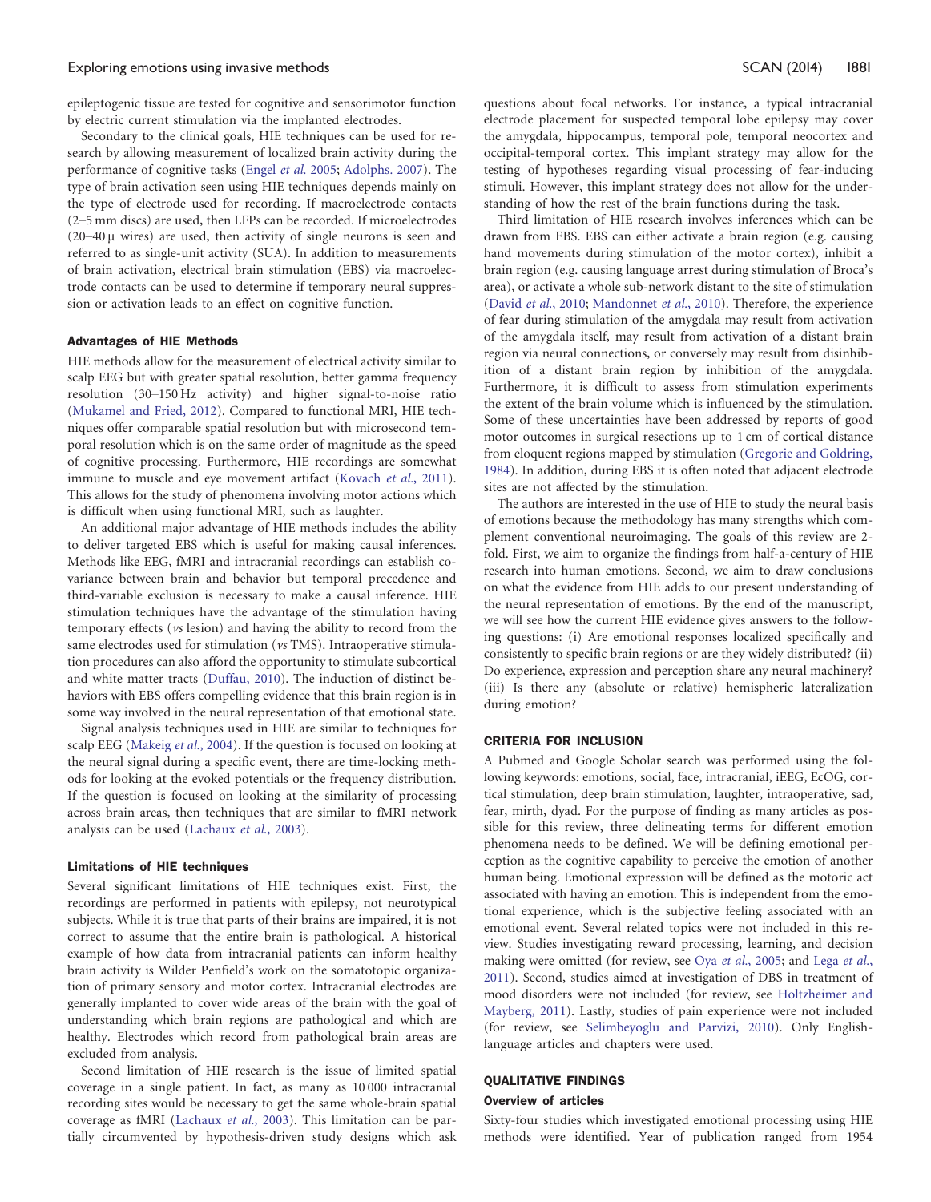epileptogenic tissue are tested for cognitive and sensorimotor function by electric current stimulation via the implanted electrodes.

Secondary to the clinical goals, HIE techniques can be used for research by allowing measurement of localized brain activity during the performance of cognitive tasks (Engel *et al.* 2005; Adolphs. 2007). The type of brain activation seen using HIE techniques depends mainly on the type of electrode used for recording. If macroelectrode contacts (2–5 mm discs) are used, then LFPs can be recorded. If microelectrodes (20–40 μ wires) are used, then activity of single neurons is seen and referred to as single-unit activity (SUA). In addition to measurements of brain activation, electrical brain stimulation (EBS) via macroelectrode contacts can be used to determine if temporary neural suppression or activation leads to an effect on cognitive function.

### Advantages of HIE Methods

HIE methods allow for the measurement of electrical activity similar to scalp EEG but with greater spatial resolution, better gamma frequency resolution (30–150 Hz activity) and higher signal-to-noise ratio (Mukamel and Fried, 2012). Compared to functional MRI, HIE techniques offer comparable spatial resolution but with microsecond temporal resolution which is on the same order of magnitude as the speed of cognitive processing. Furthermore, HIE recordings are somewhat immune to muscle and eye movement artifact (Kovach *et al.*, 2011). This allows for the study of phenomena involving motor actions which is difficult when using functional MRI, such as laughter.

An additional major advantage of HIE methods includes the ability to deliver targeted EBS which is useful for making causal inferences. Methods like EEG, fMRI and intracranial recordings can establish covariance between brain and behavior but temporal precedence and third-variable exclusion is necessary to make a causal inference. HIE stimulation techniques have the advantage of the stimulation having temporary effects (*vs* lesion) and having the ability to record from the same electrodes used for stimulation (*vs* TMS). Intraoperative stimulation procedures can also afford the opportunity to stimulate subcortical and white matter tracts (Duffau, 2010). The induction of distinct behaviors with EBS offers compelling evidence that this brain region is in some way involved in the neural representation of that emotional state.

Signal analysis techniques used in HIE are similar to techniques for scalp EEG (Makeig *et al.*, 2004). If the question is focused on looking at the neural signal during a specific event, then there are time-locking methods for looking at the evoked potentials or the frequency distribution. If the question is focused on looking at the similarity of processing across brain areas, then techniques that are similar to fMRI network analysis can be used (Lachaux *et al.*, 2003).

### Limitations of HIE techniques

Several significant limitations of HIE techniques exist. First, the recordings are performed in patients with epilepsy, not neurotypical subjects. While it is true that parts of their brains are impaired, it is not correct to assume that the entire brain is pathological. A historical example of how data from intracranial patients can inform healthy brain activity is Wilder Penfield's work on the somatotopic organization of primary sensory and motor cortex. Intracranial electrodes are generally implanted to cover wide areas of the brain with the goal of understanding which brain regions are pathological and which are healthy. Electrodes which record from pathological brain areas are excluded from analysis.

Second limitation of HIE research is the issue of limited spatial coverage in a single patient. In fact, as many as 10 000 intracranial recording sites would be necessary to get the same whole-brain spatial coverage as fMRI (Lachaux *et al.*, 2003). This limitation can be partially circumvented by hypothesis-driven study designs which ask questions about focal networks. For instance, a typical intracranial electrode placement for suspected temporal lobe epilepsy may cover the amygdala, hippocampus, temporal pole, temporal neocortex and occipital-temporal cortex. This implant strategy may allow for the testing of hypotheses regarding visual processing of fear-inducing stimuli. However, this implant strategy does not allow for the understanding of how the rest of the brain functions during the task.

Third limitation of HIE research involves inferences which can be drawn from EBS. EBS can either activate a brain region (e.g. causing hand movements during stimulation of the motor cortex), inhibit a brain region (e.g. causing language arrest during stimulation of Broca's area), or activate a whole sub-network distant to the site of stimulation (David *et al.*, 2010; Mandonnet *et al.*, 2010). Therefore, the experience of fear during stimulation of the amygdala may result from activation of the amygdala itself, may result from activation of a distant brain region via neural connections, or conversely may result from disinhibition of a distant brain region by inhibition of the amygdala. Furthermore, it is difficult to assess from stimulation experiments the extent of the brain volume which is influenced by the stimulation. Some of these uncertainties have been addressed by reports of good motor outcomes in surgical resections up to 1 cm of cortical distance from eloquent regions mapped by stimulation (Gregorie and Goldring, 1984). In addition, during EBS it is often noted that adjacent electrode sites are not affected by the stimulation.

The authors are interested in the use of HIE to study the neural basis of emotions because the methodology has many strengths which complement conventional neuroimaging. The goals of this review are 2-fold. First, we aim to organize the findings from half-a-century of HIE research into human emotions. Second, we aim to draw conclusions on what the evidence from HIE adds to our present understanding of the neural representation of emotions. By the end of the manuscript, we will see how the current HIE evidence gives answers to the following questions: (i) Are emotional responses localized specifically and consistently to specific brain regions or are they widely distributed? (ii) Do experience, expression and perception share any neural machinery? (iii) Is there any (absolute or relative) hemispheric lateralization during emotion?

## CRITERIA FOR INCLUSION

A Pubmed and Google Scholar search was performed using the following keywords: emotions, social, face, intracranial, iEEG, EcOG, cortical stimulation, deep brain stimulation, laughter, intraoperative, sad, fear, mirth, dyad. For the purpose of finding as many articles as possible for this review, three delineating terms for different emotion phenomena needs to be defined. We will be defining emotional perception as the cognitive capability to perceive the emotion of another human being. Emotional expression will be defined as the motoric act associated with having an emotion. This is independent from the emotional experience, which is the subjective feeling associated with an emotional event. Several related topics were not included in this review. Studies investigating reward processing, learning, and decision making were omitted (for review, see Oya *et al.*, 2005; and Lega *et al.*, 2011). Second, studies aimed at investigation of DBS in treatment of mood disorders were not included (for review, see Holtzheimer and Mayberg, 2011). Lastly, studies of pain experience were not included (for review, see Selimbeyoglu and Parvizi, 2010). Only English-language articles and chapters were used.

## QUALITATIVE FINDINGS

### Overview of articles

Sixty-four studies which investigated emotional processing using HIE methods were identified. Year of publication ranged from 1954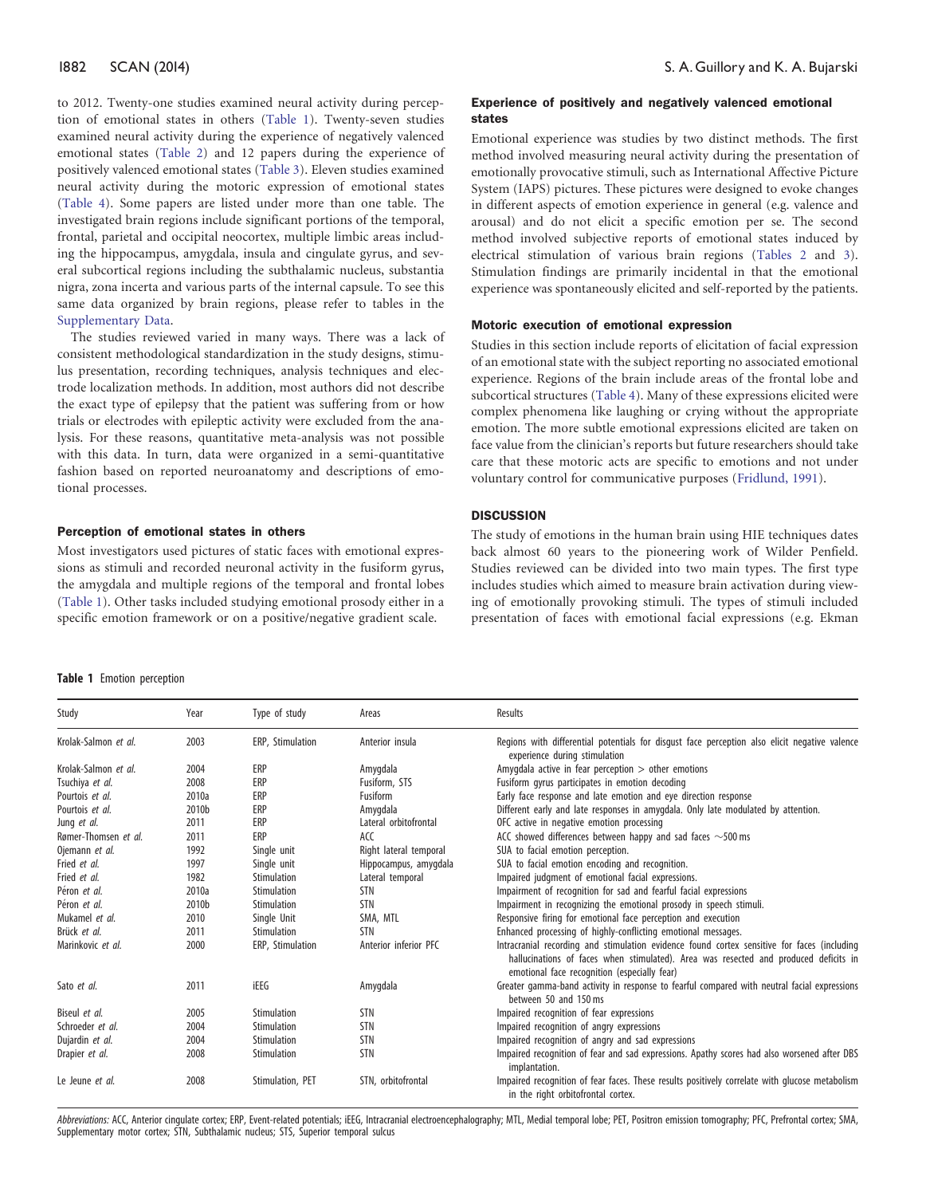to 2012. Twenty-one studies examined neural activity during perception of emotional states in others (Table 1). Twenty-seven studies examined neural activity during the experience of negatively valenced emotional states (Table 2) and 12 papers during the experience of positively valenced emotional states (Table 3). Eleven studies examined neural activity during the motoric expression of emotional states (Table 4). Some papers are listed under more than one table. The investigated brain regions include significant portions of the temporal, frontal, parietal and occipital neocortex, multiple limbic areas including the hippocampus, amygdala, insula and cingulate gyrus, and several subcortical regions including the subthalamic nucleus, substantia nigra, zona incerta and various parts of the internal capsule. To see this same data organized by brain regions, please refer to tables in the Supplementary Data.

The studies reviewed varied in many ways. There was a lack of consistent methodological standardization in the study designs, stimulus presentation, recording techniques, analysis techniques and electrode localization methods. In addition, most authors did not describe the exact type of epilepsy that the patient was suffering from or how trials or electrodes with epileptic activity were excluded from the analysis. For these reasons, quantitative meta-analysis was not possible with this data. In turn, data were organized in a semi-quantitative fashion based on reported neuroanatomy and descriptions of emotional processes.

### Perception of emotional states in others

Most investigators used pictures of static faces with emotional expressions as stimuli and recorded neuronal activity in the fusiform gyrus, the amygdala and multiple regions of the temporal and frontal lobes (Table 1). Other tasks included studying emotional prosody either in a specific emotion framework or on a positive/negative gradient scale.

### Experience of positively and negatively valenced emotional states

Emotional experience was studies by two distinct methods. The first method involved measuring neural activity during the presentation of emotionally provocative stimuli, such as International Affective Picture System (IAPS) pictures. These pictures were designed to evoke changes in different aspects of emotion experience in general (e.g. valence and arousal) and do not elicit a specific emotion per se. The second method involved subjective reports of emotional states induced by electrical stimulation of various brain regions (Tables 2 and 3). Stimulation findings are primarily incidental in that the emotional experience was spontaneously elicited and self-reported by the patients.

### Motoric execution of emotional expression

Studies in this section include reports of elicitation of facial expression of an emotional state with the subject reporting no associated emotional experience. Regions of the brain include areas of the frontal lobe and subcortical structures (Table 4). Many of these expressions elicited were complex phenomena like laughing or crying without the appropriate emotion. The more subtle emotional expressions elicited are taken on face value from the clinician's reports but future researchers should take care that these motoric acts are specific to emotions and not under voluntary control for communicative purposes (Fridlund, 1991).

## DISCUSSION

The study of emotions in the human brain using HIE techniques dates back almost 60 years to the pioneering work of Wilder Penfield. Studies reviewed can be divided into two main types. The first type includes studies which aimed to measure brain activation during viewing of emotionally provoking stimuli. The types of stimuli included presentation of faces with emotional facial expressions (e.g. Ekman

**Table 1** Emotion perception

| Study | Year | Type of study | Areas | Results |
|---|---|---|---|---|
| Krolak-Salmon *et al.* | 2003 | ERP, Stimulation | Anterior insula | Regions with differential potentials for disgust face perception also elicit negative valence experience during stimulation |
| Krolak-Salmon *et al.* | 2004 | ERP | Amygdala | Amygdala active in fear perception > other emotions |
| Tsuchiya *et al.* | 2008 | ERP | Fusiform, STS | Fusiform gyrus participates in emotion decoding |
| Pourtois *et al.* | 2010a | ERP | Fusiform | Early face response and late emotion and eye direction response |
| Pourtois *et al.* | 2010b | ERP | Amygdala | Different early and late responses in amygdala. Only late modulated by attention. |
| Jung *et al.* | 2011 | ERP | Lateral orbitofrontal | OFC active in negative emotion processing |
| Rømer-Thomsen *et al.* | 2011 | ERP | ACC | ACC showed differences between happy and sad faces ~500 ms |
| Ojemann *et al.* | 1992 | Single unit | Right lateral temporal | SUA to facial emotion perception. |
| Fried *et al.* | 1997 | Single unit | Hippocampus, amygdala | SUA to facial emotion encoding and recognition. |
| Fried *et al.* | 1982 | Stimulation | Lateral temporal | Impaired judgment of emotional facial expressions. |
| Péron *et al.* | 2010a | Stimulation | STN | Impairment of recognition for sad and fearful facial expressions |
| Péron *et al.* | 2010b | Stimulation | STN | Impairment in recognizing the emotional prosody in speech stimuli. |
| Mukamel *et al.* | 2010 | Single Unit | SMA, MTL | Responsive firing for emotional face perception and execution |
| Brück *et al.* | 2011 | Stimulation | STN | Enhanced processing of highly-conflicting emotional messages. |
| Marinkovic *et al.* | 2000 | ERP, Stimulation | Anterior inferior PFC | Intracranial recording and stimulation evidence found cortex sensitive for faces (including hallucinations of faces when stimulated). Area was resected and produced deficits in emotional face recognition (especially fear) |
| Sato *et al.* | 2011 | iEEG | Amygdala | Greater gamma-band activity in response to fearful compared with neutral facial expressions between 50 and 150 ms |
| Biseul *et al.* | 2005 | Stimulation | STN | Impaired recognition of fear expressions |
| Schroeder *et al.* | 2004 | Stimulation | STN | Impaired recognition of angry expressions |
| Dujardin *et al.* | 2004 | Stimulation | STN | Impaired recognition of angry and sad expressions |
| Drapier *et al.* | 2008 | Stimulation | STN | Impaired recognition of fear and sad expressions. Apathy scores had also worsened after DBS implantation. |
| Le Jeune *et al.* | 2008 | Stimulation, PET | STN, orbitofrontal | Impaired recognition of fear faces. These results positively correlate with glucose metabolism in the right orbitofrontal cortex. |

*Abbreviations:* ACC, Anterior cingulate cortex; ERP, Event-related potentials; iEEG, Intracranial electroencephalography; MTL, Medial temporal lobe; PET, Positron emission tomography; PFC, Prefrontal cortex; SMA, Supplementary motor cortex; STN, Subthalamic nucleus; STS, Superior temporal sulcus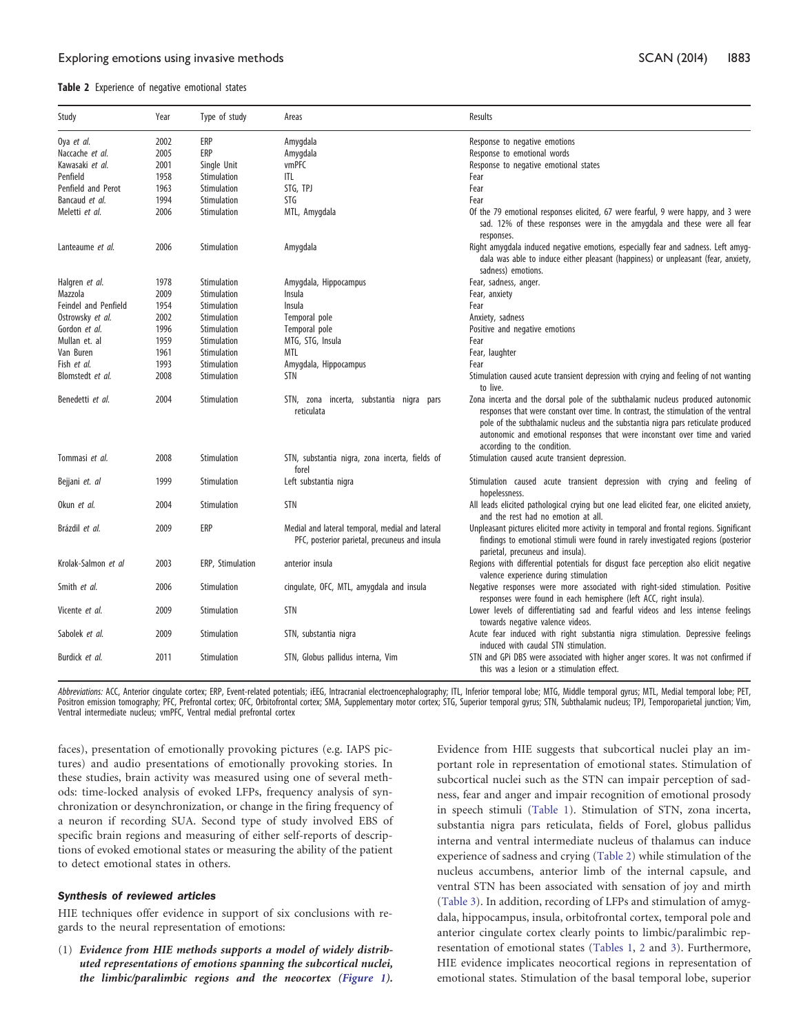**Table 2** Experience of negative emotional states

| Study | Year | Type of study | Areas | Results |
|---|---|---|---|---|
| Oya *et al.* | 2002 | ERP | Amygdala | Response to negative emotions |
| Naccache *et al.* | 2005 | ERP | Amygdala | Response to emotional words |
| Kawasaki *et al.* | 2001 | Single Unit | vmPFC | Response to negative emotional states |
| Penfield | 1958 | Stimulation | ITL | Fear |
| Penfield and Perot | 1963 | Stimulation | STG, TPJ | Fear |
| Bancaud *et al.* | 1994 | Stimulation | STG | Fear |
| Meletti *et al.* | 2006 | Stimulation | MTL, Amygdala | Of the 79 emotional responses elicited, 67 were fearful, 9 were happy, and 3 were sad. 12% of these responses were in the amygdala and these were all fear responses. |
| Lanteaume *et al.* | 2006 | Stimulation | Amygdala | Right amygdala induced negative emotions, especially fear and sadness. Left amygdala was able to induce either pleasant (happiness) or unpleasant (fear, anxiety, sadness) emotions. |
| Halgren *et al.* | 1978 | Stimulation | Amygdala, Hippocampus | Fear, sadness, anger. |
| Mazzola | 2009 | Stimulation | Insula | Fear, anxiety |
| Feindel and Penfield | 1954 | Stimulation | Insula | Fear |
| Ostrowsky *et al.* | 2002 | Stimulation | Temporal pole | Anxiety, sadness |
| Gordon *et al.* | 1996 | Stimulation | Temporal pole | Positive and negative emotions |
| Mullan et. al | 1959 | Stimulation | MTG, STG, Insula | Fear |
| Van Buren | 1961 | Stimulation | MTL | Fear, laughter |
| Fish *et al.* | 1993 | Stimulation | Amygdala, Hippocampus | Fear |
| Blomstedt *et al.* | 2008 | Stimulation | STN | Stimulation caused acute transient depression with crying and feeling of not wanting to live. |
| Benedetti *et al.* | 2004 | Stimulation | STN, zona incerta, substantia nigra pars reticulata | Zona incerta and the dorsal pole of the subthalamic nucleus produced autonomic responses that were constant over time. In contrast, the stimulation of the ventral pole of the subthalamic nucleus and the substantia nigra pars reticulate produced autonomic and emotional responses that were inconstant over time and varied according to the condition. |
| Tommasi *et al.* | 2008 | Stimulation | STN, substantia nigra, zona incerta, fields of forel | Stimulation caused acute transient depression. |
| Bejjani *et. al* | 1999 | Stimulation | Left substantia nigra | Stimulation caused acute transient depression with crying and feeling of hopelessness. |
| Okun *et al.* | 2004 | Stimulation | STN | All leads elicited pathological crying but one lead elicited fear, one elicited anxiety, and the rest had no emotion at all. |
| Brázdil *et al.* | 2009 | ERP | Medial and lateral temporal, medial and lateral PFC, posterior parietal, precuneus and insula | Unpleasant pictures elicited more activity in temporal and frontal regions. Significant findings to emotional stimuli were found in rarely investigated regions (posterior parietal, precuneus and insula). |
| Krolak-Salmon *et al* | 2003 | ERP, Stimulation | anterior insula | Regions with differential potentials for disgust face perception also elicit negative valence experience during stimulation |
| Smith *et al.* | 2006 | Stimulation | cingulate, OFC, MTL, amygdala and insula | Negative responses were more associated with right-sided stimulation. Positive responses were found in each hemisphere (left ACC, right insula). |
| Vicente *et al.* | 2009 | Stimulation | STN | Lower levels of differentiating sad and fearful videos and less intense feelings towards negative valence videos. |
| Sabolek *et al.* | 2009 | Stimulation | STN, substantia nigra | Acute fear induced with right substantia nigra stimulation. Depressive feelings induced with caudal STN stimulation. |
| Burdick *et al.* | 2011 | Stimulation | STN, Globus pallidus interna, Vim | STN and GPi DBS were associated with higher anger scores. It was not confirmed if this was a lesion or a stimulation effect. |

*Abbreviations:* ACC, Anterior cingulate cortex; ERP, Event-related potentials; iEEG, Intracranial electroencephalography; ITL, Inferior temporal lobe; MTG, Middle temporal gyrus; MTL, Medial temporal lobe; PET, Positron emission tomography; PFC, Prefrontal cortex; OFC, Orbitofrontal cortex; SMA, Supplementary motor cortex; STG, Superior temporal gyrus; STN, Subthalamic nucleus; TPJ, Temporoparietal junction; Vim, Ventral intermediate nucleus; vmPFC, Ventral medial prefrontal cortex

faces), presentation of emotionally provoking pictures (e.g. IAPS pictures) and audio presentations of emotionally provoking stories. In these studies, brain activity was measured using one of several methods: time-locked analysis of evoked LFPs, frequency analysis of synchronization or desynchronization, or change in the firing frequency of a neuron if recording SUA. Second type of study involved EBS of specific brain regions and measuring of either self-reports of descriptions of evoked emotional states or measuring the ability of the patient to detect emotional states in others.

### *Synthesis of reviewed articles*

HIE techniques offer evidence in support of six conclusions with regards to the neural representation of emotions:

(1) ***Evidence from HIE methods supports a model of widely distributed representations of emotions spanning the subcortical nuclei, the limbic/paralimbic regions and the neocortex (Figure 1).*** Evidence from HIE suggests that subcortical nuclei play an important role in representation of emotional states. Stimulation of subcortical nuclei such as the STN can impair perception of sadness, fear and anger and impair recognition of emotional prosody in speech stimuli (Table 1). Stimulation of STN, zona incerta, substantia nigra pars reticulata, fields of Forel, globus pallidus interna and ventral intermediate nucleus of thalamus can induce experience of sadness and crying (Table 2) while stimulation of the nucleus accumbens, anterior limb of the internal capsule, and ventral STN has been associated with sensation of joy and mirth (Table 3). In addition, recording of LFPs and stimulation of amygdala, hippocampus, insula, orbitofrontal cortex, temporal pole and anterior cingulate cortex clearly points to limbic/paralimbic representation of emotional states (Tables 1, 2 and 3). Furthermore, HIE evidence implicates neocortical regions in representation of emotional states. Stimulation of the basal temporal lobe, superior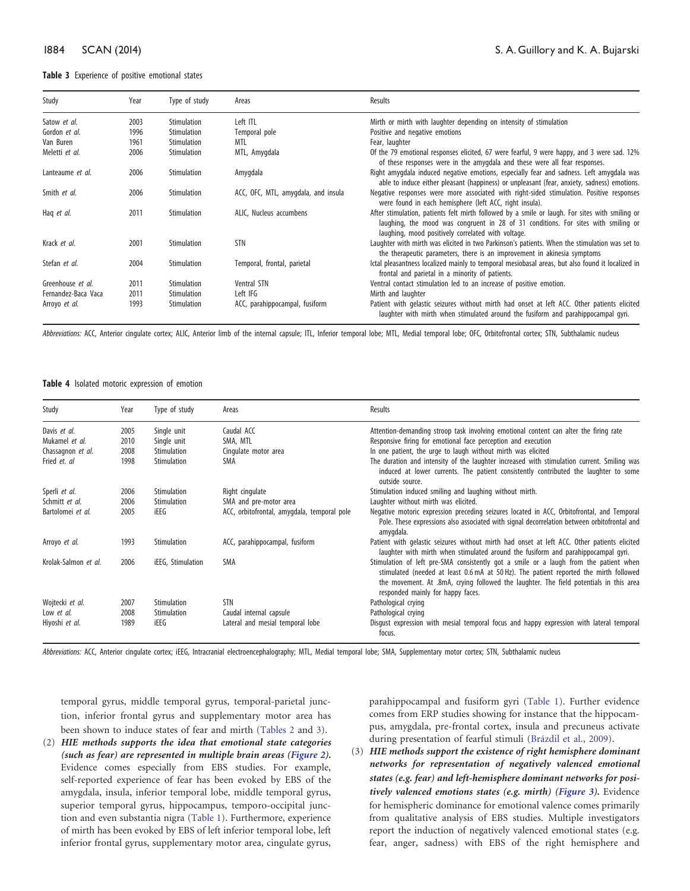**Table 3** Experience of positive emotional states

| Study | Year | Type of study | Areas | Results |
|---|---|---|---|---|
| Satow *et al.* | 2003 | Stimulation | Left ITL | Mirth or mirth with laughter depending on intensity of stimulation |
| Gordon *et al.* | 1996 | Stimulation | Temporal pole | Positive and negative emotions |
| Van Buren | 1961 | Stimulation | MTL | Fear, laughter |
| Meletti *et al.* | 2006 | Stimulation | MTL, Amygdala | Of the 79 emotional responses elicited, 67 were fearful, 9 were happy, and 3 were sad. 12% of these responses were in the amygdala and these were all fear responses. |
| Lanteaume *et al.* | 2006 | Stimulation | Amygdala | Right amygdala induced negative emotions, especially fear and sadness. Left amygdala was able to induce either pleasant (happiness) or unpleasant (fear, anxiety, sadness) emotions. |
| Smith *et al.* | 2006 | Stimulation | ACC, OFC, MTL, amygdala, and insula | Negative responses were more associated with right-sided stimulation. Positive responses were found in each hemisphere (left ACC, right insula). |
| Haq *et al.* | 2011 | Stimulation | ALIC, Nucleus accumbens | After stimulation, patients felt mirth followed by a smile or laugh. For sites with smiling or laughing, the mood was congruent in 28 of 31 conditions. For sites with smiling or laughing, mood positively correlated with voltage. |
| Krack *et al.* | 2001 | Stimulation | STN | Laughter with mirth was elicited in two Parkinson's patients. When the stimulation was set to the therapeutic parameters, there is an improvement in akinesia symptoms |
| Stefan *et al.* | 2004 | Stimulation | Temporal, frontal, parietal | Ictal pleasantness localized mainly to temporal mesiobasal areas, but also found it localized in frontal and parietal in a minority of patients. |
| Greenhouse *et al.* | 2011 | Stimulation | Ventral STN | Ventral contact stimulation led to an increase of positive emotion. |
| Fernandez-Baca Vaca | 2011 | Stimulation | Left IFG | Mirth and laughter |
| Arroyo *et al.* | 1993 | Stimulation | ACC, parahippocampal, fusiform | Patient with gelastic seizures without mirth had onset at left ACC. Other patients elicited laughter with mirth when stimulated around the fusiform and parahippocampal gyri. |

*Abbreviations:* ACC, Anterior cingulate cortex; ALIC, Anterior limb of the internal capsule; ITL, Inferior temporal lobe; MTL, Medial temporal lobe; OFC, Orbitofrontal cortex; STN, Subthalamic nucleus

**Table 4** Isolated motoric expression of emotion

| Study | Year | Type of study | Areas | Results |
|---|---|---|---|---|
| Davis *et al.* | 2005 | Single unit | Caudal ACC | Attention-demanding stroop task involving emotional content can alter the firing rate |
| Mukamel *et al.* | 2010 | Single unit | SMA, MTL | Responsive firing for emotional face perception and execution |
| Chassagnon *et al.* | 2008 | Stimulation | Cingulate motor area | In one patient, the urge to laugh without mirth was elicited |
| Fried *et. al* | 1998 | Stimulation | SMA | The duration and intensity of the laughter increased with stimulation current. Smiling was induced at lower currents. The patient consistently contributed the laughter to some outside source. |
| Sperli *et al.* | 2006 | Stimulation | Right cingulate | Stimulation induced smiling and laughing without mirth. |
| Schmitt *et al.* | 2006 | Stimulation | SMA and pre-motor area | Laughter without mirth was elicited. |
| Bartolomei *et al.* | 2005 | iEEG | ACC, orbitofrontal, amygdala, temporal pole | Negative motoric expression preceding seizures located in ACC, Orbitofrontal, and Temporal Pole. These expressions also associated with signal decorrelation between orbitofrontal and amygdala. |
| Arroyo *et al.* | 1993 | Stimulation | ACC, parahippocampal, fusiform | Patient with gelastic seizures without mirth had onset at left ACC. Other patients elicited laughter with mirth when stimulated around the fusiform and parahippocampal gyri. |
| Krolak-Salmon *et al.* | 2006 | iEEG, Stimulation | SMA | Stimulation of left pre-SMA consistently got a smile or a laugh from the patient when stimulated (needed at least 0.6 mA at 50 Hz). The patient reported the mirth followed the movement. At .8mA, crying followed the laughter. The field potentials in this area responded mainly for happy faces. |
| Wojtecki *et al.* | 2007 | Stimulation | STN | Pathological crying |
| Low *et al.* | 2008 | Stimulation | Caudal internal capsule | Pathological crying |
| Hiyoshi *et al.* | 1989 | iEEG | Lateral and mesial temporal lobe | Disgust expression with mesial temporal focus and happy expression with lateral temporal focus. |

*Abbreviations:* ACC, Anterior cingulate cortex; iEEG, Intracranial electroencephalography; MTL, Medial temporal lobe; SMA, Supplementary motor cortex; STN, Subthalamic nucleus

temporal gyrus, middle temporal gyrus, temporal-parietal junction, inferior frontal gyrus and supplementary motor area has been shown to induce states of fear and mirth (Tables 2 and 3).

(2) ***HIE methods supports the idea that emotional state categories (such as fear) are represented in multiple brain areas (Figure 2).*** Evidence comes especially from EBS studies. For example, self-reported experience of fear has been evoked by EBS of the amygdala, insula, inferior temporal lobe, middle temporal gyrus, superior temporal gyrus, hippocampus, temporo-occipital junction and even substantia nigra (Table 1). Furthermore, experience of mirth has been evoked by EBS of left inferior temporal lobe, left inferior frontal gyrus, supplementary motor area, cingulate gyrus, parahippocampal and fusiform gyri (Table 1). Further evidence comes from ERP studies showing for instance that the hippocampus, amygdala, pre-frontal cortex, insula and precuneus activate during presentation of fearful stimuli (Brázdil et al., 2009).

(3) ***HIE methods support the existence of right hemisphere dominant networks for representation of negatively valenced emotional states (e.g. fear) and left-hemisphere dominant networks for positively valenced emotions states (e.g. mirth) (Figure 3).*** Evidence for hemispheric dominance for emotional valence comes primarily from qualitative analysis of EBS studies. Multiple investigators report the induction of negatively valenced emotional states (e.g. fear, anger, sadness) with EBS of the right hemisphere and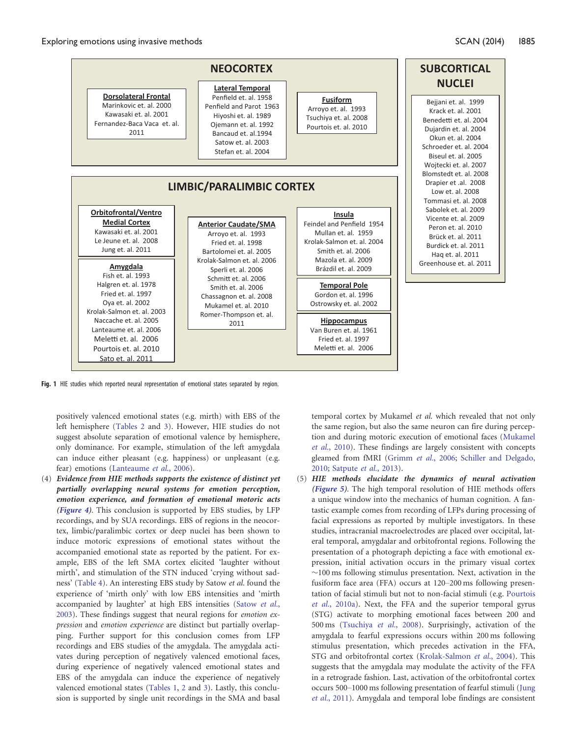## NEOCORTEX

**Dorsolateral Frontal**
Marinkovic et. al. 2000
Kawasaki et. al. 2001
Fernandez-Baca Vaca et. al. 2011

**Lateral Temporal**
Penfield et. al. 1958
Penfield and Parot 1963
Hiyoshi et. al. 1989
Ojemann et. al. 1992
Bancaud et. al.1994
Satow et. al. 2003
Stefan et. al. 2004

**Fusiform**
Arroyo et. al. 1993
Tsuchiya et. al. 2008
Pourtois et. al. 2010

## SUBCORTICAL NUCLEI

Bejjani et. al. 1999
Krack et. al. 2001
Benedetti et. al. 2004
Dujardin et. al. 2004
Okun et. al. 2004
Schroeder et. al. 2004
Biseul et. al. 2005
Wojtecki et. al. 2007
Blomstedt et. al. 2008
Drapier et .al. 2008
Low et. al. 2008
Tommasi et. al. 2008
Sabolek et. al. 2009
Vicente et. al. 2009
Peron et. al. 2010
Brück et. al. 2011
Burdick et. al. 2011
Haq et. al. 2011
Greenhouse et. al. 2011

## LIMBIC/PARALIMBIC CORTEX

**Orbitofrontal/Ventro Medial Cortex**
Kawasaki et. al. 2001
Le Jeune et. al. 2008
Jung et. al. 2011

**Amygdala**
Fish et. al. 1993
Halgren et. al. 1978
Fried et. al. 1997
Oya et. al. 2002
Krolak-Salmon et. al. 2003
Naccache et. al. 2005
Lanteaume et. al. 2006
Meletti et. al. 2006
Pourtois et. al. 2010
Sato et. al. 2011

**Anterior Caudate/SMA**
Arroyo et. al. 1993
Fried et. al. 1998
Bartolomei et. al. 2005
Krolak-Salmon et. al. 2006
Sperli et. al. 2006
Schmitt et. al. 2006
Smith et. al. 2006
Chassagnon et. al. 2008
Mukamel et. al. 2010
Romer-Thompson et. al. 2011

**Insula**
Feindel and Penfield 1954
Mullan et. al. 1959
Krolak-Salmon et. al. 2004
Smith et. al. 2006
Mazola et. al. 2009
Brázdil et. al. 2009

**Temporal Pole**
Gordon et. al. 1996
Ostrowsky et. al. 2002

**Hippocampus**
Van Buren et. al. 1961
Fried et. al. 1997
Meletti et. al. 2006

**Fig. 1** HIE studies which reported neural representation of emotional states separated by region.

positively valenced emotional states (e.g. mirth) with EBS of the left hemisphere (Tables 2 and 3). However, HIE studies do not suggest absolute separation of emotional valence by hemisphere, only dominance. For example, stimulation of the left amygdala can induce either pleasant (e.g. happiness) or unpleasant (e.g. fear) emotions (Lanteaume *et al.*, 2006).

(4) ***Evidence from HIE methods supports the existence of distinct yet partially overlapping neural systems for emotion perception, emotion experience, and formation of emotional motoric acts (Figure 4).*** This conclusion is supported by EBS studies, by LFP recordings, and by SUA recordings. EBS of regions in the neocortex, limbic/paralimbic cortex or deep nuclei has been shown to induce motoric expressions of emotional states without the accompanied emotional state as reported by the patient. For example, EBS of the left SMA cortex elicited 'laughter without mirth', and stimulation of the STN induced 'crying without sadness' (Table 4). An interesting EBS study by Satow *et al.* found the experience of 'mirth only' with low EBS intensities and 'mirth accompanied by laughter' at high EBS intensities (Satow *et al.*, 2003). These findings suggest that neural regions for *emotion expression* and *emotion experience* are distinct but partially overlapping. Further support for this conclusion comes from LFP recordings and EBS studies of the amygdala. The amygdala activates during perception of negatively valenced emotional faces, during experience of negatively valenced emotional states and EBS of the amygdala can induce the experience of negatively valenced emotional states (Tables 1, 2 and 3). Lastly, this conclusion is supported by single unit recordings in the SMA and basal temporal cortex by Mukamel *et al.* which revealed that not only the same region, but also the same neuron can fire during perception and during motoric execution of emotional faces (Mukamel *et al.*, 2010). These findings are largely consistent with concepts gleamed from fMRI (Grimm *et al.*, 2006; Schiller and Delgado, 2010; Satpute *et al.*, 2013).

(5) ***HIE methods elucidate the dynamics of neural activation (Figure 5).*** The high temporal resolution of HIE methods offers a unique window into the mechanics of human cognition. A fantastic example comes from recording of LFPs during processing of facial expressions as reported by multiple investigators. In these studies, intracranial macroelectrodes are placed over occipital, lateral temporal, amygdalar and orbitofrontal regions. Following the presentation of a photograph depicting a face with emotional expression, initial activation occurs in the primary visual cortex ~100 ms following stimulus presentation. Next, activation in the fusiform face area (FFA) occurs at 120–200 ms following presentation of facial stimuli but not to non-facial stimuli (e.g. Pourtois *et al.*, 2010a). Next, the FFA and the superior temporal gyrus (STG) activate to morphing emotional faces between 200 and 500 ms (Tsuchiya *et al.*, 2008). Surprisingly, activation of the amygdala to fearful expressions occurs within 200 ms following stimulus presentation, which precedes activation in the FFA, STG and orbitofrontal cortex (Krolak-Salmon *et al.*, 2004). This suggests that the amygdala may modulate the activity of the FFA in a retrograde fashion. Last, activation of the orbitofrontal cortex occurs 500–1000 ms following presentation of fearful stimuli (Jung *et al.*, 2011). Amygdala and temporal lobe findings are consistent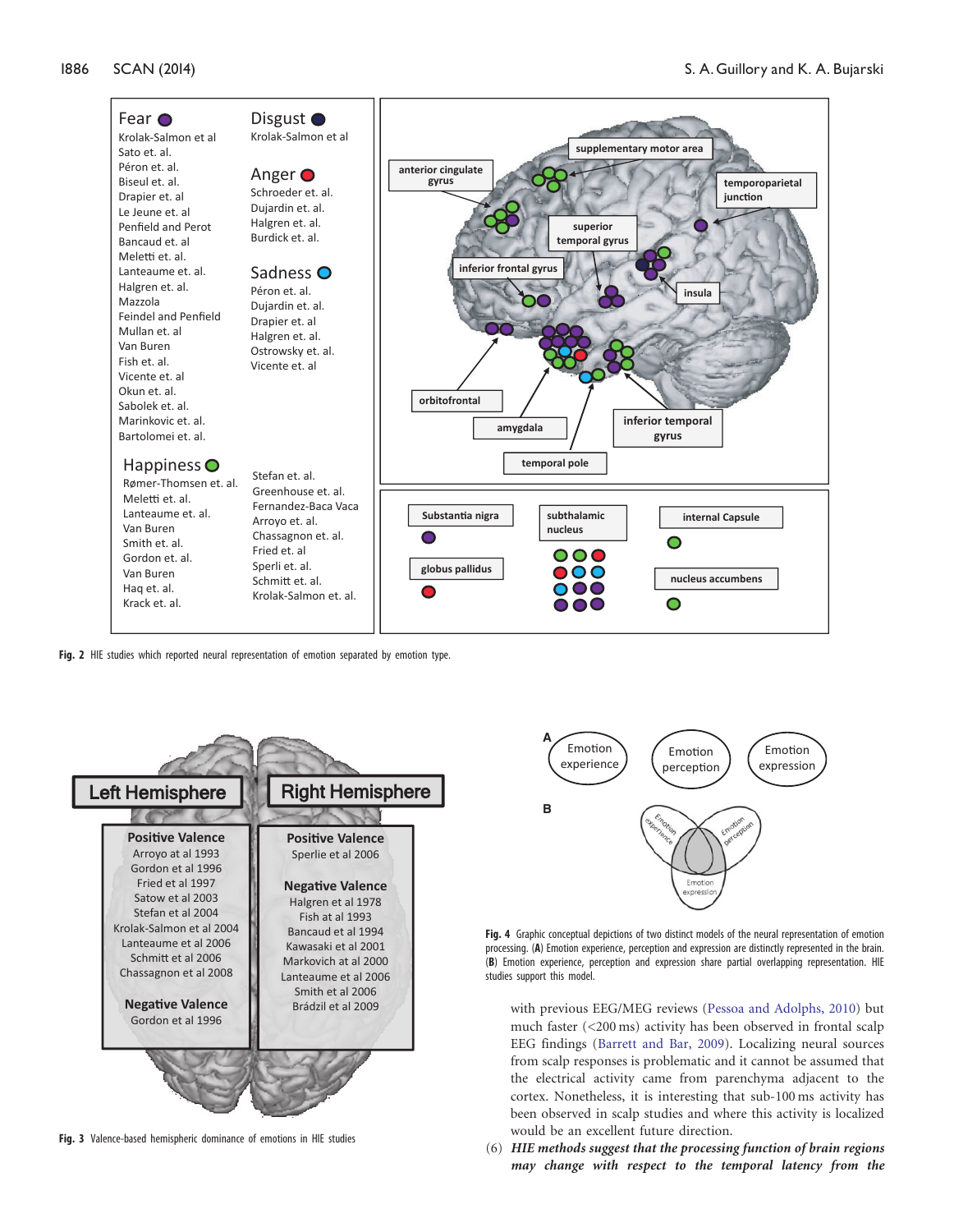Fear
Krolak-Salmon et al
Sato et. al.
Péron et. al.
Biseul et. al.
Drapier et. al
Le Jeune et. al
Penfield and Perot
Bancaud et. al
Meletti et. al.
Lanteaume et. al.
Halgren et. al.
Mazzola
Feindel and Penfield
Mullan et. al
Van Buren
Fish et. al.
Vicente et. al
Okun et. al.
Sabolek et. al.
Marinkovic et. al.
Bartolomei et. al.

Disgust
Krolak-Salmon et al

Anger
Schroeder et. al.
Dujardin et. al.
Halgren et. al.
Burdick et. al.

Sadness
Péron et. al.
Dujardin et. al.
Drapier et. al
Halgren et. al.
Ostrowsky et. al.
Vicente et. al

Happiness
Rømer-Thomsen et. al.
Meletti et. al.
Lanteaume et. al.
Van Buren
Smith et. al.
Gordon et. al.
Van Buren
Haq et. al.
Krack et. al.
Stefan et. al.
Greenhouse et. al.
Fernandez-Baca Vaca
Arroyo et. al.
Chassagnon et. al.
Fried et. al
Sperli et. al.
Schmitt et. al.
Krolak-Salmon et. al.

**Fig. 2** HIE studies which reported neural representation of emotion separated by emotion type.

| Left Hemisphere | Right Hemisphere |
|---|---|
| **Positive Valence** | **Positive Valence** |
| Arroyo at al 1993 | Sperlie et al 2006 |
| Gordon et al 1996 | |
| Fried et al 1997 | **Negative Valence** |
| Satow et al 2003 | Halgren et al 1978 |
| Stefan et al 2004 | Fish at al 1993 |
| Krolak-Salmon et al 2004 | Bancaud et al 1994 |
| Lanteaume et al 2006 | Kawasaki et al 2001 |
| Schmitt et al 2006 | Markovich at al 2000 |
| Chassagnon et al 2008 | Lanteaume et al 2006 |
| | Smith et al 2006 |
| **Negative Valence** | Brádzil et al 2009 |
| Gordon et al 1996 | |

**Fig. 3** Valence-based hemispheric dominance of emotions in HIE studies

**Fig. 4** Graphic conceptual depictions of two distinct models of the neural representation of emotion processing. (**A**) Emotion experience, perception and expression are distinctly represented in the brain. (**B**) Emotion experience, perception and expression share partial overlapping representation. HIE studies support this model.

with previous EEG/MEG reviews (Pessoa and Adolphs, 2010) but much faster (<200 ms) activity has been observed in frontal scalp EEG findings (Barrett and Bar, 2009). Localizing neural sources from scalp responses is problematic and it cannot be assumed that the electrical activity came from parenchyma adjacent to the cortex. Nonetheless, it is interesting that sub-100 ms activity has been observed in scalp studies and where this activity is localized would be an excellent future direction.

(6) ***HIE methods suggest that the processing function of brain regions may change with respect to the temporal latency from the***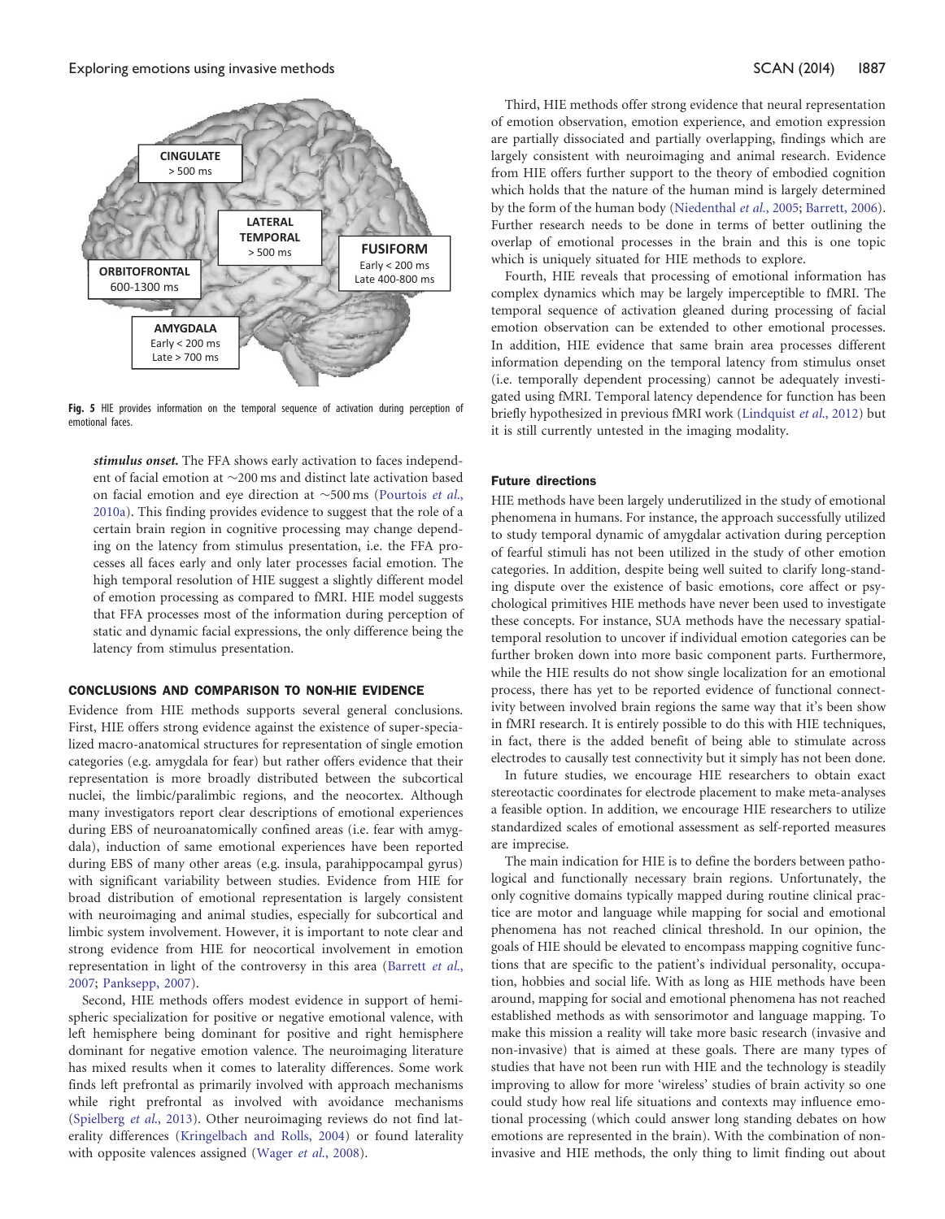CINGULATE
> 500 ms

LATERAL
TEMPORAL
> 500 ms

FUSIFORM
Early < 200 ms
Late 400-800 ms

ORBITOFRONTAL
600-1300 ms

AMYGDALA
Early < 200 ms
Late > 700 ms

**Fig. 5** HIE provides information on the temporal sequence of activation during perception of emotional faces.

***stimulus onset.*** The FFA shows early activation to faces independent of facial emotion at ~200 ms and distinct late activation based on facial emotion and eye direction at ~500 ms (Pourtois *et al.*, 2010a). This finding provides evidence to suggest that the role of a certain brain region in cognitive processing may change depending on the latency from stimulus presentation, i.e. the FFA processes all faces early and only later processes facial emotion. The high temporal resolution of HIE suggest a slightly different model of emotion processing as compared to fMRI. HIE model suggests that FFA processes most of the information during perception of static and dynamic facial expressions, the only difference being the latency from stimulus presentation.

## CONCLUSIONS AND COMPARISON TO NON-HIE EVIDENCE

Evidence from HIE methods supports several general conclusions. First, HIE offers strong evidence against the existence of super-specialized macro-anatomical structures for representation of single emotion categories (e.g. amygdala for fear) but rather offers evidence that their representation is more broadly distributed between the subcortical nuclei, the limbic/paralimbic regions, and the neocortex. Although many investigators report clear descriptions of emotional experiences during EBS of neuroanatomically confined areas (i.e. fear with amygdala), induction of same emotional experiences have been reported during EBS of many other areas (e.g. insula, parahippocampal gyrus) with significant variability between studies. Evidence from HIE for broad distribution of emotional representation is largely consistent with neuroimaging and animal studies, especially for subcortical and limbic system involvement. However, it is important to note clear and strong evidence from HIE for neocortical involvement in emotion representation in light of the controversy in this area (Barrett *et al.*, 2007; Panksepp, 2007).

Second, HIE methods offers modest evidence in support of hemispheric specialization for positive or negative emotional valence, with left hemisphere being dominant for positive and right hemisphere dominant for negative emotion valence. The neuroimaging literature has mixed results when it comes to laterality differences. Some work finds left prefrontal as primarily involved with approach mechanisms while right prefrontal as involved with avoidance mechanisms (Spielberg *et al.*, 2013). Other neuroimaging reviews do not find laterality differences (Kringelbach and Rolls, 2004) or found laterality with opposite valences assigned (Wager *et al.*, 2008).

Third, HIE methods offer strong evidence that neural representation of emotion observation, emotion experience, and emotion expression are partially dissociated and partially overlapping, findings which are largely consistent with neuroimaging and animal research. Evidence from HIE offers further support to the theory of embodied cognition which holds that the nature of the human mind is largely determined by the form of the human body (Niedenthal *et al.*, 2005; Barrett, 2006). Further research needs to be done in terms of better outlining the overlap of emotional processes in the brain and this is one topic which is uniquely situated for HIE methods to explore.

Fourth, HIE reveals that processing of emotional information has complex dynamics which may be largely imperceptible to fMRI. The temporal sequence of activation gleaned during processing of facial emotion observation can be extended to other emotional processes. In addition, HIE evidence that same brain area processes different information depending on the temporal latency from stimulus onset (i.e. temporally dependent processing) cannot be adequately investigated using fMRI. Temporal latency dependence for function has been briefly hypothesized in previous fMRI work (Lindquist *et al.*, 2012) but it is still currently untested in the imaging modality.

### Future directions

HIE methods have been largely underutilized in the study of emotional phenomena in humans. For instance, the approach successfully utilized to study temporal dynamic of amygdalar activation during perception of fearful stimuli has not been utilized in the study of other emotion categories. In addition, despite being well suited to clarify long-standing dispute over the existence of basic emotions, core affect or psychological primitives HIE methods have never been used to investigate these concepts. For instance, SUA methods have the necessary spatial-temporal resolution to uncover if individual emotion categories can be further broken down into more basic component parts. Furthermore, while the HIE results do not show single localization for an emotional process, there has yet to be reported evidence of functional connectivity between involved brain regions the same way that it's been show in fMRI research. It is entirely possible to do this with HIE techniques, in fact, there is the added benefit of being able to stimulate across electrodes to causally test connectivity but it simply has not been done.

In future studies, we encourage HIE researchers to obtain exact stereotactic coordinates for electrode placement to make meta-analyses a feasible option. In addition, we encourage HIE researchers to utilize standardized scales of emotional assessment as self-reported measures are imprecise.

The main indication for HIE is to define the borders between pathological and functionally necessary brain regions. Unfortunately, the only cognitive domains typically mapped during routine clinical practice are motor and language while mapping for social and emotional phenomena has not reached clinical threshold. In our opinion, the goals of HIE should be elevated to encompass mapping cognitive functions that are specific to the patient's individual personality, occupation, hobbies and social life. With as long as HIE methods have been around, mapping for social and emotional phenomena has not reached established methods as with sensorimotor and language mapping. To make this mission a reality will take more basic research (invasive and non-invasive) that is aimed at these goals. There are many types of studies that have not been run with HIE and the technology is steadily improving to allow for more 'wireless' studies of brain activity so one could study how real life situations and contexts may influence emotional processing (which could answer long standing debates on how emotions are represented in the brain). With the combination of non-invasive and HIE methods, the only thing to limit finding out about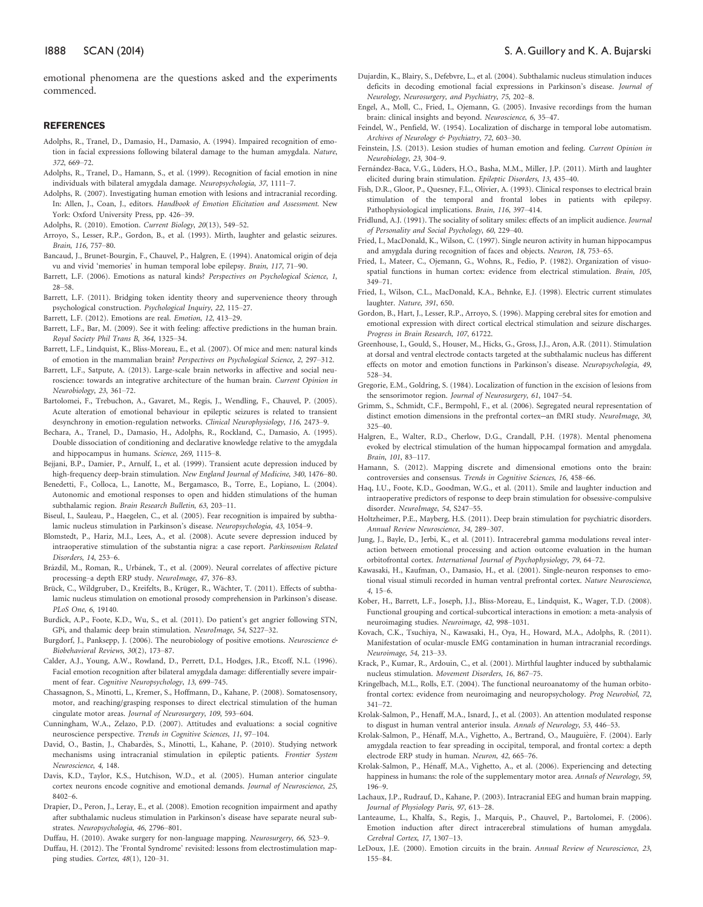emotional phenomena are the questions asked and the experiments commenced.

## REFERENCES

Adolphs, R., Tranel, D., Damasio, H., Damasio, A. (1994). Impaired recognition of emotion in facial expressions following bilateral damage to the human amygdala. *Nature*, *372*, 669–72.

Adolphs, R., Tranel, D., Hamann, S., et al. (1999). Recognition of facial emotion in nine individuals with bilateral amygdala damage. *Neuropsychologia*, *37*, 1111–7.

Adolphs, R. (2007). Investigating human emotion with lesions and intracranial recording. In: Allen, J., Coan, J., editors. *Handbook of Emotion Elicitation and Assessment*. New York: Oxford University Press, pp. 426–39.

Adolphs, R. (2010). Emotion. *Current Biology*, *20*(13), 549–52.

Arroyo, S., Lesser, R.P., Gordon, B., et al. (1993). Mirth, laughter and gelastic seizures. *Brain*, *116*, 757–80.

Bancaud, J., Brunet-Bourgin, F., Chauvel, P., Halgren, E. (1994). Anatomical origin of deja vu and vivid 'memories' in human temporal lobe epilepsy. *Brain*, *117*, 71–90.

Barrett, L.F. (2006). Emotions as natural kinds? *Perspectives on Psychological Science*, *1*, 28–58.

Barrett, L.F. (2011). Bridging token identity theory and supervenience theory through psychological construction. *Psychological Inquiry*, *22*, 115–27.

Barrett, L.F. (2012). Emotions are real. *Emotion*, *12*, 413–29.

Barrett, L.F., Bar, M. (2009). See it with feeling: affective predictions in the human brain. *Royal Society Phil Trans B*, *364*, 1325–34.

Barrett, L.F., Lindquist, K., Bliss-Moreau, E., et al. (2007). Of mice and men: natural kinds of emotion in the mammalian brain? *Perspectives on Psychological Science*, *2*, 297–312.

Barrett, L.F., Satpute, A. (2013). Large-scale brain networks in affective and social neuroscience: towards an integrative architecture of the human brain. *Current Opinion in Neurobiology*, *23*, 361–72.

Bartolomei, F., Trebuchon, A., Gavaret, M., Regis, J., Wendling, F., Chauvel, P. (2005). Acute alteration of emotional behaviour in epileptic seizures is related to transient desynchrony in emotion-regulation networks. *Clinical Neurophysiology*, *116*, 2473–9.

Bechara, A., Tranel, D., Damasio, H., Adolphs, R., Rockland, C., Damasio, A. (1995). Double dissociation of conditioning and declarative knowledge relative to the amygdala and hippocampus in humans. *Science*, *269*, 1115–8.

Bejjani, B.P., Damier, P., Arnulf, I., et al. (1999). Transient acute depression induced by high-frequency deep-brain stimulation. *New England Journal of Medicine*, *340*, 1476–80.

Benedetti, F., Colloca, L., Lanotte, M., Bergamasco, B., Torre, E., Lopiano, L. (2004). Autonomic and emotional responses to open and hidden stimulations of the human subthalamic region. *Brain Research Bulletin*, *63*, 203–11.

Biseul, I., Sauleau, P., Haegelen, C., et al. (2005). Fear recognition is impaired by subthalamic nucleus stimulation in Parkinson's disease. *Neuropsychologia*, *43*, 1054–9.

Blomstedt, P., Hariz, M.I., Lees, A., et al. (2008). Acute severe depression induced by intraoperative stimulation of the substantia nigra: a case report. *Parkinsonism Related Disorders*, *14*, 253–6.

Brázdil, M., Roman, R., Urbánek, T., et al. (2009). Neural correlates of affective picture processing–a depth ERP study. *NeuroImage*, *47*, 376–83.

Brück, C., Wildgruber, D., Kreifelts, B., Krüger, R., Wächter, T. (2011). Effects of subthalamic nucleus stimulation on emotional prosody comprehension in Parkinson's disease. *PLoS One*, *6*, 19140.

Burdick, A.P., Foote, K.D., Wu, S., et al. (2011). Do patient's get angrier following STN, GPi, and thalamic deep brain stimulation. *NeuroImage*, *54*, S227–32.

Burgdorf, J., Panksepp, J. (2006). The neurobiology of positive emotions. *Neuroscience & Biobehavioral Reviews*, *30*(2), 173–87.

Calder, A.J., Young, A.W., Rowland, D., Perrett, D.I., Hodges, J.R., Etcoff, N.L. (1996). Facial emotion recognition after bilateral amygdala damage: differentially severe impairment of fear. *Cognitive Neuropsychology*, *13*, 699–745.

Chassagnon, S., Minotti, L., Kremer, S., Hoffmann, D., Kahane, P. (2008). Somatosensory, motor, and reaching/grasping responses to direct electrical stimulation of the human cingulate motor areas. *Journal of Neurosurgery*, *109*, 593–604.

Cunningham, W.A., Zelazo, P.D. (2007). Attitudes and evaluations: a social cognitive neuroscience perspective. *Trends in Cognitive Sciences*, *11*, 97–104.

David, O., Bastin, J., Chabardès, S., Minotti, L., Kahane, P. (2010). Studying network mechanisms using intracranial stimulation in epileptic patients. *Frontier System Neuroscience*, *4*, 148.

Davis, K.D., Taylor, K.S., Hutchison, W.D., et al. (2005). Human anterior cingulate cortex neurons encode cognitive and emotional demands. *Journal of Neuroscience*, *25*, 8402–6.

Drapier, D., Peron, J., Leray, E., et al. (2008). Emotion recognition impairment and apathy after subthalamic nucleus stimulation in Parkinson's disease have separate neural substrates. *Neuropsychologia*, *46*, 2796–801.

Duffau, H. (2010). Awake surgery for non-language mapping. *Neurosurgery*, *66*, 523–9.

Duffau, H. (2012). The 'Frontal Syndrome' revisited: lessons from electrostimulation mapping studies. *Cortex*, *48*(1), 120–31.

Dujardin, K., Blairy, S., Defebvre, L., et al. (2004). Subthalamic nucleus stimulation induces deficits in decoding emotional facial expressions in Parkinson's disease. *Journal of Neurology, Neurosurgery, and Psychiatry*, *75*, 202–8.

Engel, A., Moll, C., Fried, I., Ojemann, G. (2005). Invasive recordings from the human brain: clinical insights and beyond. *Neuroscience*, *6*, 35–47.

Feindel, W., Penfield, W. (1954). Localization of discharge in temporal lobe automatism. *Archives of Neurology & Psychiatry*, *72*, 603–30.

Feinstein, J.S. (2013). Lesion studies of human emotion and feeling. *Current Opinion in Neurobiology*, *23*, 304–9.

Fernández-Baca, V.G., Lüders, H.O., Basha, M.M., Miller, J.P. (2011). Mirth and laughter elicited during brain stimulation. *Epileptic Disorders*, *13*, 435–40.

Fish, D.R., Gloor, P., Quesney, F.L., Olivier, A. (1993). Clinical responses to electrical brain stimulation of the temporal and frontal lobes in patients with epilepsy. Pathophysiological implications. *Brain*, *116*, 397–414.

Fridlund, A.J. (1991). The sociality of solitary smiles: effects of an implicit audience. *Journal of Personality and Social Psychology*, *60*, 229–40.

Fried, I., MacDonald, K., Wilson, C. (1997). Single neuron activity in human hippocampus and amygdala during recognition of faces and objects. *Neuron*, *18*, 753–65.

Fried, I., Mateer, C., Ojemann, G., Wohns, R., Fedio, P. (1982). Organization of visuospatial functions in human cortex: evidence from electrical stimulation. *Brain*, *105*, 349–71.

Fried, I., Wilson, C.L., MacDonald, K.A., Behnke, E.J. (1998). Electric current stimulates laughter. *Nature*, *391*, 650.

Gordon, B., Hart, J., Lesser, R.P., Arroyo, S. (1996). Mapping cerebral sites for emotion and emotional expression with direct cortical electrical stimulation and seizure discharges. *Progress in Brain Research*, *107*, 61722.

Greenhouse, I., Gould, S., Houser, M., Hicks, G., Gross, J.J., Aron, A.R. (2011). Stimulation at dorsal and ventral electrode contacts targeted at the subthalamic nucleus has different effects on motor and emotion functions in Parkinson's disease. *Neuropsychologia*, *49*, 528–34.

Gregorie, E.M., Goldring, S. (1984). Localization of function in the excision of lesions from the sensorimotor region. *Journal of Neurosurgery*, *61*, 1047–54.

Grimm, S., Schmidt, C.F., Bermpohl, F., et al. (2006). Segregated neural representation of distinct emotion dimensions in the prefrontal cortex—an fMRI study. *NeuroImage*, *30*, 325–40.

Halgren, E., Walter, R.D., Cherlow, D.G., Crandall, P.H. (1978). Mental phenomena evoked by electrical stimulation of the human hippocampal formation and amygdala. *Brain*, *101*, 83–117.

Hamann, S. (2012). Mapping discrete and dimensional emotions onto the brain: controversies and consensus. *Trends in Cognitive Sciences*, *16*, 458–66.

Haq, I.U., Foote, K.D., Goodman, W.G., et al. (2011). Smile and laughter induction and intraoperative predictors of response to deep brain stimulation for obsessive-compulsive disorder. *NeuroImage*, *54*, S247–55.

Holtzheimer, P.E., Mayberg, H.S. (2011). Deep brain stimulation for psychiatric disorders. *Annual Review Neuroscience*, *34*, 289–307.

Jung, J., Bayle, D., Jerbi, K., et al. (2011). Intracerebral gamma modulations reveal interaction between emotional processing and action outcome evaluation in the human orbitofrontal cortex. *International Journal of Psychophysiology*, *79*, 64–72.

Kawasaki, H., Kaufman, O., Damasio, H., et al. (2001). Single-neuron responses to emotional visual stimuli recorded in human ventral prefrontal cortex. *Nature Neuroscience*, *4*, 15–6.

Kober, H., Barrett, L.F., Joseph, J.J., Bliss-Moreau, E., Lindquist, K., Wager, T.D. (2008). Functional grouping and cortical-subcortical interactions in emotion: a meta-analysis of neuroimaging studies. *Neuroimage*, *42*, 998–1031.

Kovach, C.K., Tsuchiya, N., Kawasaki, H., Oya, H., Howard, M.A., Adolphs, R. (2011). Manifestation of ocular-muscle EMG contamination in human intracranial recordings. *Neuroimage*, *54*, 213–33.

Krack, P., Kumar, R., Ardouin, C., et al. (2001). Mirthful laughter induced by subthalamic nucleus stimulation. *Movement Disorders*, *16*, 867–75.

Kringelbach, M.L., Rolls, E.T. (2004). The functional neuroanatomy of the human orbitofrontal cortex: evidence from neuroimaging and neuropsychology. *Prog Neurobiol*, *72*, 341–72.

Krolak-Salmon, P., Henaff, M.A., Isnard, J., et al. (2003). An attention modulated response to disgust in human ventral anterior insula. *Annals of Neurology*, *53*, 446–53.

Krolak-Salmon, P., Hénaff, M.A., Vighetto, A., Bertrand, O., Mauguière, F. (2004). Early amygdala reaction to fear spreading in occipital, temporal, and frontal cortex: a depth electrode ERP study in human. *Neuron*, *42*, 665–76.

Krolak-Salmon, P., Hénaff, M.A., Vighetto, A., et al. (2006). Experiencing and detecting happiness in humans: the role of the supplementary motor area. *Annals of Neurology*, *59*, 196–9.

Lachaux, J.P., Rudrauf, D., Kahane, P. (2003). Intracranial EEG and human brain mapping. *Journal of Physiology Paris*, *97*, 613–28.

Lanteaume, L., Khalfa, S., Regis, J., Marquis, P., Chauvel, P., Bartolomei, F. (2006). Emotion induction after direct intracerebral stimulations of human amygdala. *Cerebral Cortex*, *17*, 1307–13.

LeDoux, J.E. (2000). Emotion circuits in the brain. *Annual Review of Neuroscience*, *23*, 155–84.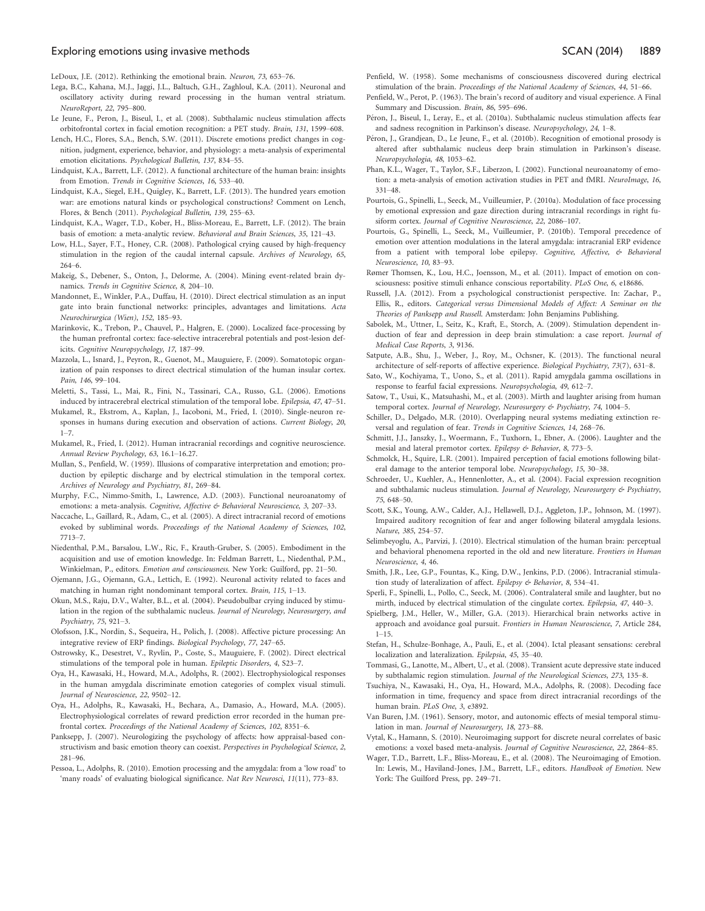LeDoux, J.E. (2012). Rethinking the emotional brain. *Neuron*, *73*, 653–76.

Lega, B.C., Kahana, M.J., Jaggi, J.L., Baltuch, G.H., Zaghloul, K.A. (2011). Neuronal and oscillatory activity during reward processing in the human ventral striatum. *NeuroReport*, *22*, 795–800.

Le Jeune, F., Peron, J., Biseul, I., et al. (2008). Subthalamic nucleus stimulation affects orbitofrontal cortex in facial emotion recognition: a PET study. *Brain*, *131*, 1599–608.

Lench, H.C., Flores, S.A., Bench, S.W. (2011). Discrete emotions predict changes in cognition, judgment, experience, behavior, and physiology: a meta-analysis of experimental emotion elicitations. *Psychological Bulletin*, *137*, 834–55.

Lindquist, K.A., Barrett, L.F. (2012). A functional architecture of the human brain: insights from Emotion. *Trends in Cognitive Sciences*, *16*, 533–40.

Lindquist, K.A., Siegel, E.H., Quigley, K., Barrett, L.F. (2013). The hundred years emotion war: are emotions natural kinds or psychological constructions? Comment on Lench, Flores, & Bench (2011). *Psychological Bulletin*, *139*, 255–63.

Lindquist, K.A., Wager, T.D., Kober, H., Bliss-Moreau, E., Barrett, L.F. (2012). The brain basis of emotion: a meta-analytic review. *Behavioral and Brain Sciences*, *35*, 121–43.

Low, H.L., Sayer, F.T., Honey, C.R. (2008). Pathological crying caused by high-frequency stimulation in the region of the caudal internal capsule. *Archives of Neurology*, *65*, 264–6.

Makeig, S., Debener, S., Onton, J., Delorme, A. (2004). Mining event-related brain dynamics. *Trends in Cognitive Science*, *8*, 204–10.

Mandonnet, E., Winkler, P.A., Duffau, H. (2010). Direct electrical stimulation as an input gate into brain functional networks: principles, advantages and limitations. *Acta Neurochirurgica (Wien)*, *152*, 185–93.

Marinkovic, K., Trebon, P., Chauvel, P., Halgren, E. (2000). Localized face-processing by the human prefrontal cortex: face-selective intracerebral potentials and post-lesion deficits. *Cognitive Neuropsychology*, *17*, 187–99.

Mazzola, L., Isnard, J., Peyron, R., Guenot, M., Mauguiere, F. (2009). Somatotopic organization of pain responses to direct electrical stimulation of the human insular cortex. *Pain*, *146*, 99–104.

Meletti, S., Tassi, L., Mai, R., Fini, N., Tassinari, C.A., Russo, G.L. (2006). Emotions induced by intracerebral electrical stimulation of the temporal lobe. *Epilepsia*, *47*, 47–51.

Mukamel, R., Ekstrom, A., Kaplan, J., Iacoboni, M., Fried, I. (2010). Single-neuron responses in humans during execution and observation of actions. *Current Biology*, *20*, 1–7.

Mukamel, R., Fried, I. (2012). Human intracranial recordings and cognitive neuroscience. *Annual Review Psychology*, *63*, 16.1–16.27.

Mullan, S., Penfield, W. (1959). Illusions of comparative interpretation and emotion; production by epileptic discharge and by electrical stimulation in the temporal cortex. *Archives of Neurology and Psychiatry*, *81*, 269–84.

Murphy, F.C., Nimmo-Smith, I., Lawrence, A.D. (2003). Functional neuroanatomy of emotions: a meta-analysis. *Cognitive, Affective & Behavioral Neuroscience*, *3*, 207–33.

Naccache, L., Gaillard, R., Adam, C., et al. (2005). A direct intracranial record of emotions evoked by subliminal words. *Proceedings of the National Academy of Sciences*, *102*, 7713–7.

Niedenthal, P.M., Barsalou, L.W., Ric, F., Krauth-Gruber, S. (2005). Embodiment in the acquisition and use of emotion knowledge. In: Feldman Barrett, L., Niedenthal, P.M., Winkielman, P., editors. *Emotion and consciousness*. New York: Guilford, pp. 21–50.

Ojemann, J.G., Ojemann, G.A., Lettich, E. (1992). Neuronal activity related to faces and matching in human right nondominant temporal cortex. *Brain*, *115*, 1–13.

Okun, M.S., Raju, D.V., Walter, B.L., et al. (2004). Pseudobulbar crying induced by stimulation in the region of the subthalamic nucleus. *Journal of Neurology, Neurosurgery, and Psychiatry*, *75*, 921–3.

Olofsson, J.K., Nordin, S., Sequeira, H., Polich, J. (2008). Affective picture processing: An integrative review of ERP findings. *Biological Psychology*, *77*, 247–65.

Ostrowsky, K., Desestret, V., Ryvlin, P., Coste, S., Mauguiere, F. (2002). Direct electrical stimulations of the temporal pole in human. *Epileptic Disorders*, *4*, S23–7.

Oya, H., Kawasaki, H., Howard, M.A., Adolphs, R. (2002). Electrophysiological responses in the human amygdala discriminate emotion categories of complex visual stimuli. *Journal of Neuroscience*, *22*, 9502–12.

Oya, H., Adolphs, R., Kawasaki, H., Bechara, A., Damasio, A., Howard, M.A. (2005). Electrophysiological correlates of reward prediction error recorded in the human prefrontal cortex. *Proceedings of the National Academy of Sciences*, *102*, 8351–6.

Panksepp, J. (2007). Neurologizing the psychology of affects: how appraisal-based constructivism and basic emotion theory can coexist. *Perspectives in Psychological Science*, *2*, 281–96.

Pessoa, L., Adolphs, R. (2010). Emotion processing and the amygdala: from a 'low road' to 'many roads' of evaluating biological significance. *Nat Rev Neurosci*, *11*(11), 773–83.

Penfield, W. (1958). Some mechanisms of consciousness discovered during electrical stimulation of the brain. *Proceedings of the National Academy of Sciences*, *44*, 51–66.

Penfield, W., Perot, P. (1963). The brain's record of auditory and visual experience. A Final Summary and Discussion. *Brain*, *86*, 595–696.

Péron, J., Biseul, I., Leray, E., et al. (2010a). Subthalamic nucleus stimulation affects fear and sadness recognition in Parkinson's disease. *Neuropsychology*, *24*, 1–8.

Péron, J., Grandjean, D., Le Jeune, F., et al. (2010b). Recognition of emotional prosody is altered after subthalamic nucleus deep brain stimulation in Parkinson's disease. *Neuropsychologia*, *48*, 1053–62.

Phan, K.L., Wager, T., Taylor, S.F., Liberzon, I. (2002). Functional neuroanatomy of emotion: a meta-analysis of emotion activation studies in PET and fMRI. *NeuroImage*, *16*, 331–48.

Pourtois, G., Spinelli, L., Seeck, M., Vuilleumier, P. (2010a). Modulation of face processing by emotional expression and gaze direction during intracranial recordings in right fusiform cortex. *Journal of Cognitive Neuroscience*, *22*, 2086–107.

Pourtois, G., Spinelli, L., Seeck, M., Vuilleumier, P. (2010b). Temporal precedence of emotion over attention modulations in the lateral amygdala: intracranial ERP evidence from a patient with temporal lobe epilepsy. *Cognitive, Affective, & Behavioral Neuroscience*, *10*, 83–93.

Rømer Thomsen, K., Lou, H.C., Joensson, M., et al. (2011). Impact of emotion on consciousness: positive stimuli enhance conscious reportability. *PLoS One*, *6*, e18686.

Russell, J.A. (2012). From a psychological constructionist perspective. In: Zachar, P., Ellis, R., editors. *Categorical versus Dimensional Models of Affect: A Seminar on the Theories of Panksepp and Russell*. Amsterdam: John Benjamins Publishing.

Sabolek, M., Uttner, I., Seitz, K., Kraft, E., Storch, A. (2009). Stimulation dependent induction of fear and depression in deep brain stimulation: a case report. *Journal of Medical Case Reports*, *3*, 9136.

Satpute, A.B., Shu, J., Weber, J., Roy, M., Ochsner, K. (2013). The functional neural architecture of self-reports of affective experience. *Biological Psychiatry*, *73*(7), 631–8.

Sato, W., Kochiyama, T., Uono, S., et al. (2011). Rapid amygdala gamma oscillations in response to fearful facial expressions. *Neuropsychologia*, *49*, 612–7.

Satow, T., Usui, K., Matsuhashi, M., et al. (2003). Mirth and laughter arising from human temporal cortex. *Journal of Neurology, Neurosurgery & Psychiatry*, *74*, 1004–5.

Schiller, D., Delgado, M.R. (2010). Overlapping neural systems mediating extinction reversal and regulation of fear. *Trends in Cognitive Sciences*, *14*, 268–76.

Schmitt, J.J., Janszky, J., Woermann, F., Tuxhorn, I., Ebner, A. (2006). Laughter and the mesial and lateral premotor cortex. *Epilepsy & Behavior*, *8*, 773–5.

Schmolck, H., Squire, L.R. (2001). Impaired perception of facial emotions following bilateral damage to the anterior temporal lobe. *Neuropsychology*, *15*, 30–38.

Schroeder, U., Kuehler, A., Hennenlotter, A., et al. (2004). Facial expression recognition and subthalamic nucleus stimulation. *Journal of Neurology, Neurosurgery & Psychiatry*, *75*, 648–50.

Scott, S.K., Young, A.W., Calder, A.J., Hellawell, D.J., Aggleton, J.P., Johnson, M. (1997). Impaired auditory recognition of fear and anger following bilateral amygdala lesions. *Nature*, *385*, 254–57.

Selimbeyoglu, A., Parvizi, J. (2010). Electrical stimulation of the human brain: perceptual and behavioral phenomena reported in the old and new literature. *Frontiers in Human Neuroscience*, *4*, 46.

Smith, J.R., Lee, G.P., Fountas, K., King, D.W., Jenkins, P.D. (2006). Intracranial stimulation study of lateralization of affect. *Epilepsy & Behavior*, *8*, 534–41.

Sperli, F., Spinelli, L., Pollo, C., Seeck, M. (2006). Contralateral smile and laughter, but no mirth, induced by electrical stimulation of the cingulate cortex. *Epilepsia*, *47*, 440–3.

Spielberg, J.M., Heller, W., Miller, G.A. (2013). Hierarchical brain networks active in approach and avoidance goal pursuit. *Frontiers in Human Neuroscience*, *7*, Article 284, 1–15.

Stefan, H., Schulze-Bonhage, A., Pauli, E., et al. (2004). Ictal pleasant sensations: cerebral localization and lateralization. *Epilepsia*, *45*, 35–40.

Tommasi, G., Lanotte, M., Albert, U., et al. (2008). Transient acute depressive state induced by subthalamic region stimulation. *Journal of the Neurological Sciences*, *273*, 135–8.

Tsuchiya, N., Kawasaki, H., Oya, H., Howard, M.A., Adolphs, R. (2008). Decoding face information in time, frequency and space from direct intracranial recordings of the human brain. *PLoS One*, *3*, e3892.

Van Buren, J.M. (1961). Sensory, motor, and autonomic effects of mesial temporal stimulation in man. *Journal of Neurosurgery*, *18*, 273–88.

Vytal, K., Hamann, S. (2010). Neuroimaging support for discrete neural correlates of basic emotions: a voxel based meta-analysis. *Journal of Cognitive Neuroscience*, *22*, 2864–85.

Wager, T.D., Barrett, L.F., Bliss-Moreau, E., et al. (2008). The Neuroimaging of Emotion. In: Lewis, M., Haviland-Jones, J.M., Barrett, L.F., editors. *Handbook of Emotion*. New York: The Guilford Press, pp. 249–71.